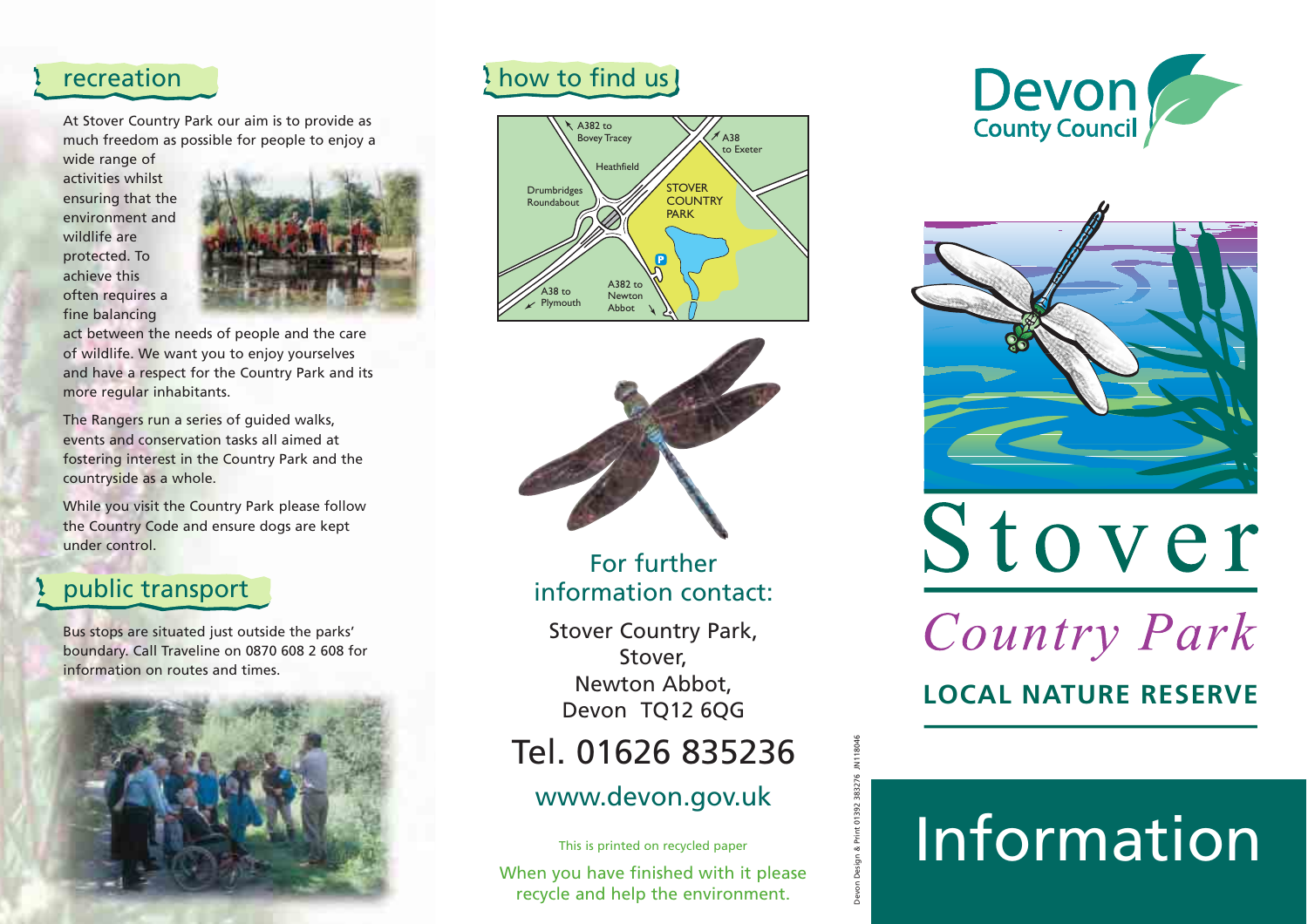## recreation

At Stover Country Park our aim is to provide as much freedom as possible for people to enjoy a wide range of activities whilst ensuring that the environment and wildlife are protected. To achieve this often requires a fine balancing act between the needs of people and the care of wildlife. We want you to enjoy yourselves and have a respect for the Country Park and its more regular inhabitants.

The Rangers run a series of guided walks, events and conservation tasks all aimed at fostering interest in the Country Park and the countryside as a whole.

While you visit the Country Park please follow the Country Code and ensure dogs are kept under control.

## public transport

Bus stops are situated just outside the parks' boundary. Call Traveline on 0870 608 2 608 for information on routes and times.

## how to find us

A382 to Bovey Tracey
A38 to Exeter
Heathfield
Drumbridges Roundabout
STOVER COUNTRY PARK
P
A38 to Plymouth
A382 to Newton Abbot

For further information contact:

Stover Country Park,
Stover,
Newton Abbot,
Devon TQ12 6QG

Tel. 01626 835236

www.devon.gov.uk

This is printed on recycled paper

When you have finished with it please recycle and help the environment.

Devon Design & Print 01392 383276 JN118046

Devon County Council

# Stover

## *Country Park*

**LOCAL NATURE RESERVE**

# Information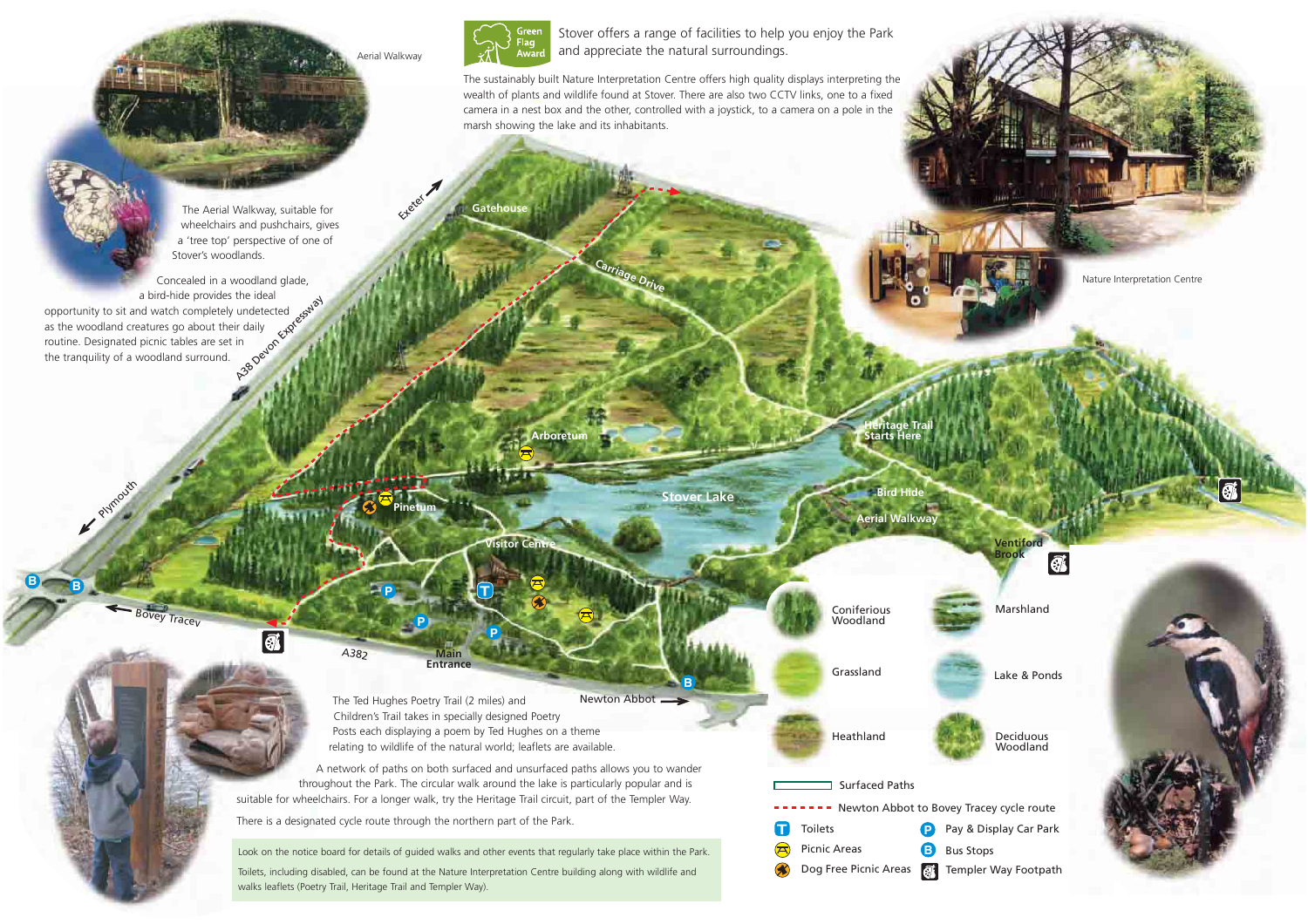Green Flag Award

Stover offers a range of facilities to help you enjoy the Park and appreciate the natural surroundings.

The sustainably built Nature Interpretation Centre offers high quality displays interpreting the wealth of plants and wildlife found at Stover. There are also two CCTV links, one to a fixed camera in a nest box and the other, controlled with a joystick, to a camera on a pole in the marsh showing the lake and its inhabitants.

Aerial Walkway

The Aerial Walkway, suitable for wheelchairs and pushchairs, gives a 'tree top' perspective of one of Stover's woodlands.

Concealed in a woodland glade, a bird-hide provides the ideal opportunity to sit and watch completely undetected as the woodland creatures go about their daily routine. Designated picnic tables are set in the tranquility of a woodland surround.

Nature Interpretation Centre

Exeter · Gatehouse · Carriage Drive · A38 Devon Expressway · Arboretum · Heritage Trail Starts Here · Stover Lake · Pinetum · Bird Hide · Aerial Walkway · Visitor Centre · Ventiford Brook · Plymouth · Bovey Tracey · A382 · Main Entrance · Newton Abbot

The Ted Hughes Poetry Trail (2 miles) and Children's Trail takes in specially designed Poetry Posts each displaying a poem by Ted Hughes on a theme relating to wildlife of the natural world; leaflets are available.

A network of paths on both surfaced and unsurfaced paths allows you to wander throughout the Park. The circular walk around the lake is particularly popular and is suitable for wheelchairs. For a longer walk, try the Heritage Trail circuit, part of the Templer Way.

There is a designated cycle route through the northern part of the Park.

Look on the notice board for details of guided walks and other events that regularly take place within the Park.

Toilets, including disabled, can be found at the Nature Interpretation Centre building along with wildlife and walks leaflets (Poetry Trail, Heritage Trail and Templer Way).

**Key**

- Coniferious Woodland
- Marshland
- Grassland
- Lake & Ponds
- Heathland
- Deciduous Woodland
- Surfaced Paths
- Newton Abbot to Bovey Tracey cycle route
- Toilets
- Pay & Display Car Park
- Picnic Areas
- Bus Stops
- Dog Free Picnic Areas
- Templer Way Footpath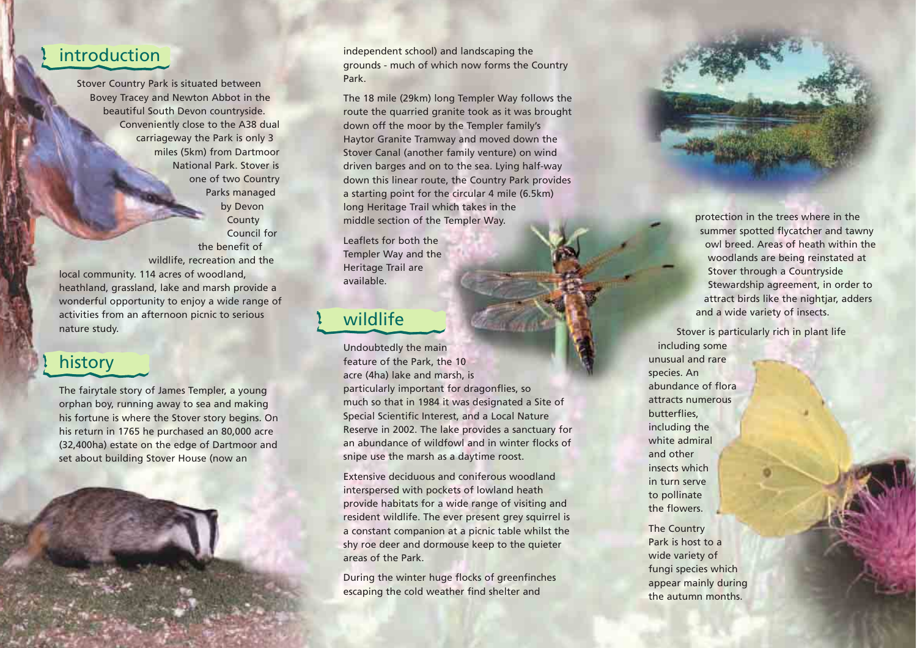## introduction

Stover Country Park is situated between Bovey Tracey and Newton Abbot in the beautiful South Devon countryside. Conveniently close to the A38 dual carriageway the Park is only 3 miles (5km) from Dartmoor National Park. Stover is one of two Country Parks managed by Devon County Council for the benefit of wildlife, recreation and the local community. 114 acres of woodland, heathland, grassland, lake and marsh provide a wonderful opportunity to enjoy a wide range of activities from an afternoon picnic to serious nature study.

## history

The fairytale story of James Templer, a young orphan boy, running away to sea and making his fortune is where the Stover story begins. On his return in 1765 he purchased an 80,000 acre (32,400ha) estate on the edge of Dartmoor and set about building Stover House (now an independent school) and landscaping the grounds - much of which now forms the Country Park.

The 18 mile (29km) long Templer Way follows the route the quarried granite took as it was brought down off the moor by the Templer family's Haytor Granite Tramway and moved down the Stover Canal (another family venture) on wind driven barges and on to the sea. Lying half-way down this linear route, the Country Park provides a starting point for the circular 4 mile (6.5km) long Heritage Trail which takes in the middle section of the Templer Way.

Leaflets for both the Templer Way and the Heritage Trail are available.

## wildlife

Undoubtedly the main feature of the Park, the 10 acre (4ha) lake and marsh, is particularly important for dragonflies, so much so that in 1984 it was designated a Site of Special Scientific Interest, and a Local Nature Reserve in 2002. The lake provides a sanctuary for an abundance of wildfowl and in winter flocks of snipe use the marsh as a daytime roost.

Extensive deciduous and coniferous woodland interspersed with pockets of lowland heath provide habitats for a wide range of visiting and resident wildlife. The ever present grey squirrel is a constant companion at a picnic table whilst the shy roe deer and dormouse keep to the quieter areas of the Park.

During the winter huge flocks of greenfinches escaping the cold weather find shelter and protection in the trees where in the summer spotted flycatcher and tawny owl breed. Areas of heath within the woodlands are being reinstated at Stover through a Countryside Stewardship agreement, in order to attract birds like the nightjar, adders and a wide variety of insects.

Stover is particularly rich in plant life including some unusual and rare species. An abundance of flora attracts numerous butterflies, including the white admiral and other insects which in turn serve to pollinate the flowers.

The Country Park is host to a wide variety of fungi species which appear mainly during the autumn months.